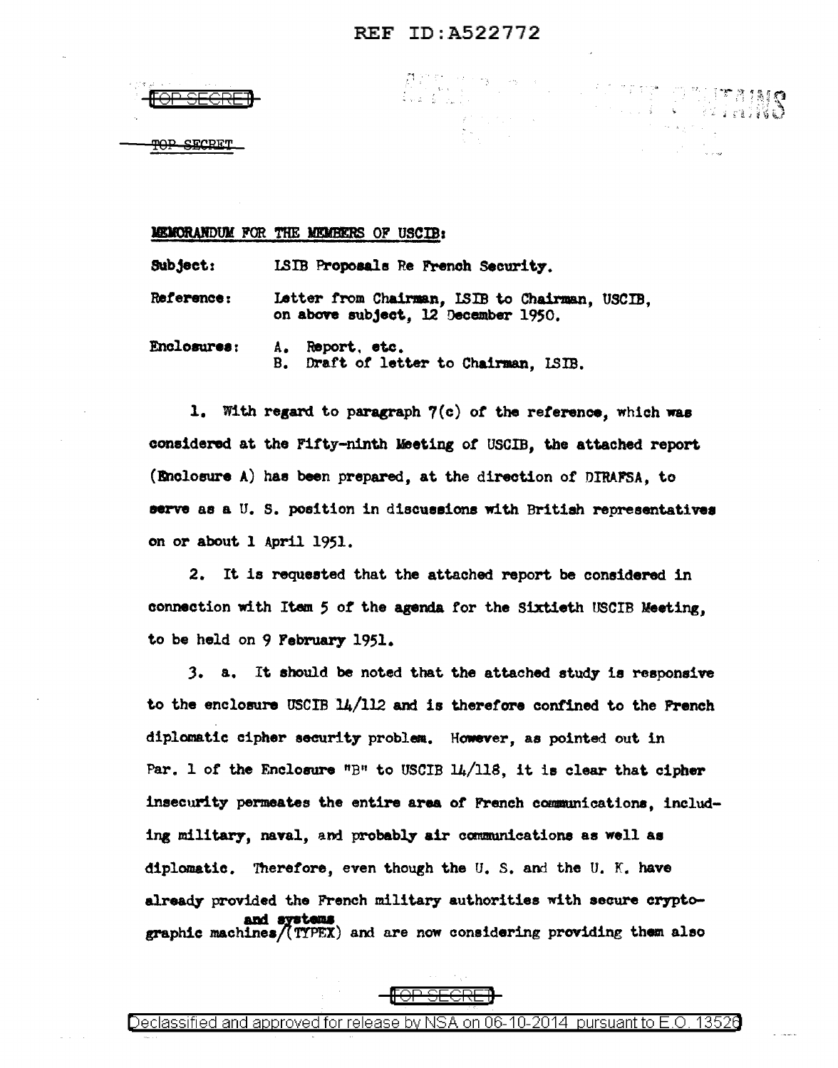TOP SECRET

TOP SECRET

MEMORANDUM FOR THE MEMBERS OF USCIB:

| | |
|---|---|
| **Subject:** | LSIB Proposals Re French Security. |
| **Reference:** | Letter from Chairman, LSIB to Chairman, USCIB, on above subject, 12 December 1950. |
| **Enclosures:** | A. Report, etc.<br>B. Draft of letter to Chairman, LSIB. |

1. With regard to paragraph 7(c) of the reference, which was considered at the Fifty-ninth Meeting of USCIB, the attached report (Enclosure A) has been prepared, at the direction of DIRAFSA, to serve as a U. S. position in discussions with British representatives on or about 1 April 1951.

2. It is requested that the attached report be considered in connection with Item 5 of the agenda for the Sixtieth USCIB Meeting, to be held on 9 February 1951.

3. a. It should be noted that the attached study is responsive to the enclosure USCIB 14/112 and is therefore confined to the French diplomatic cipher security problem. However, as pointed out in Par. 1 of the Enclosure "B" to USCIB 14/118, it is clear that cipher insecurity permeates the entire area of French communications, including military, naval, and probably air communications as well as diplomatic. Therefore, even though the U. S. and the U. K. have already provided the French military authorities with secure cryptographic machines and systems (TYPEX) and are now considering providing them also

TOP SECRET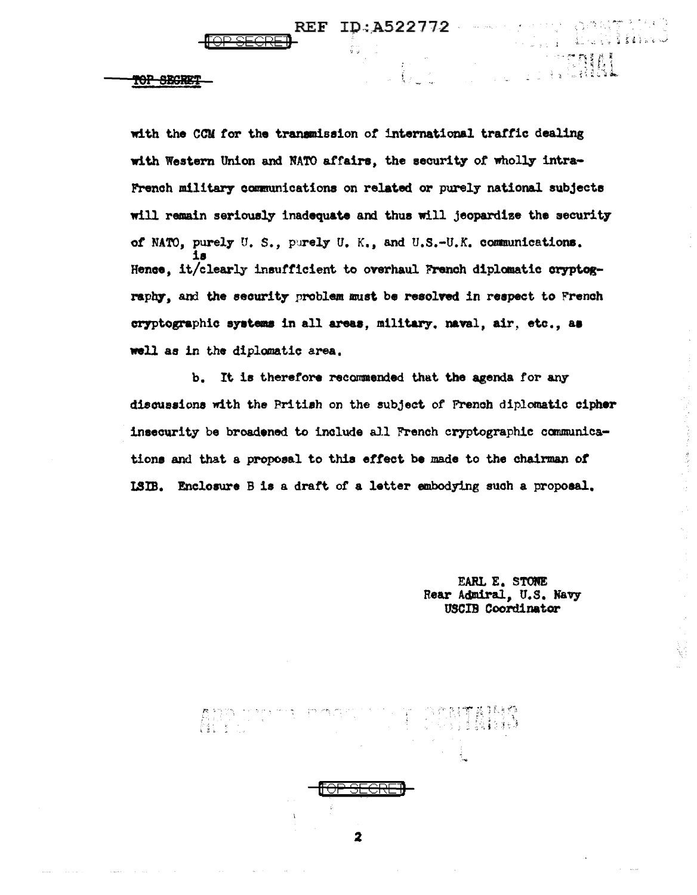with the CCM for the transmission of international traffic dealing with Western Union and NATO affairs, the security of wholly intra-French military communications on related or purely national subjects will remain seriously inadequate and thus will jeopardize the security of NATO, purely U. S., purely U. K., and U.S.-U.K. communications. Hence, it is clearly insufficient to overhaul French diplomatic cryptography, and the security problem must be resolved in respect to French cryptographic systems in all areas, military, naval, air, etc., as well as in the diplomatic area.

b. It is therefore recommended that the agenda for any discussions with the British on the subject of French diplomatic cipher insecurity be broadened to include all French cryptographic communications and that a proposal to this effect be made to the chairman of LSIB. Enclosure B is a draft of a letter embodying such a proposal.

EARL E. STONE
Rear Admiral, U.S. Navy
USCIB Coordinator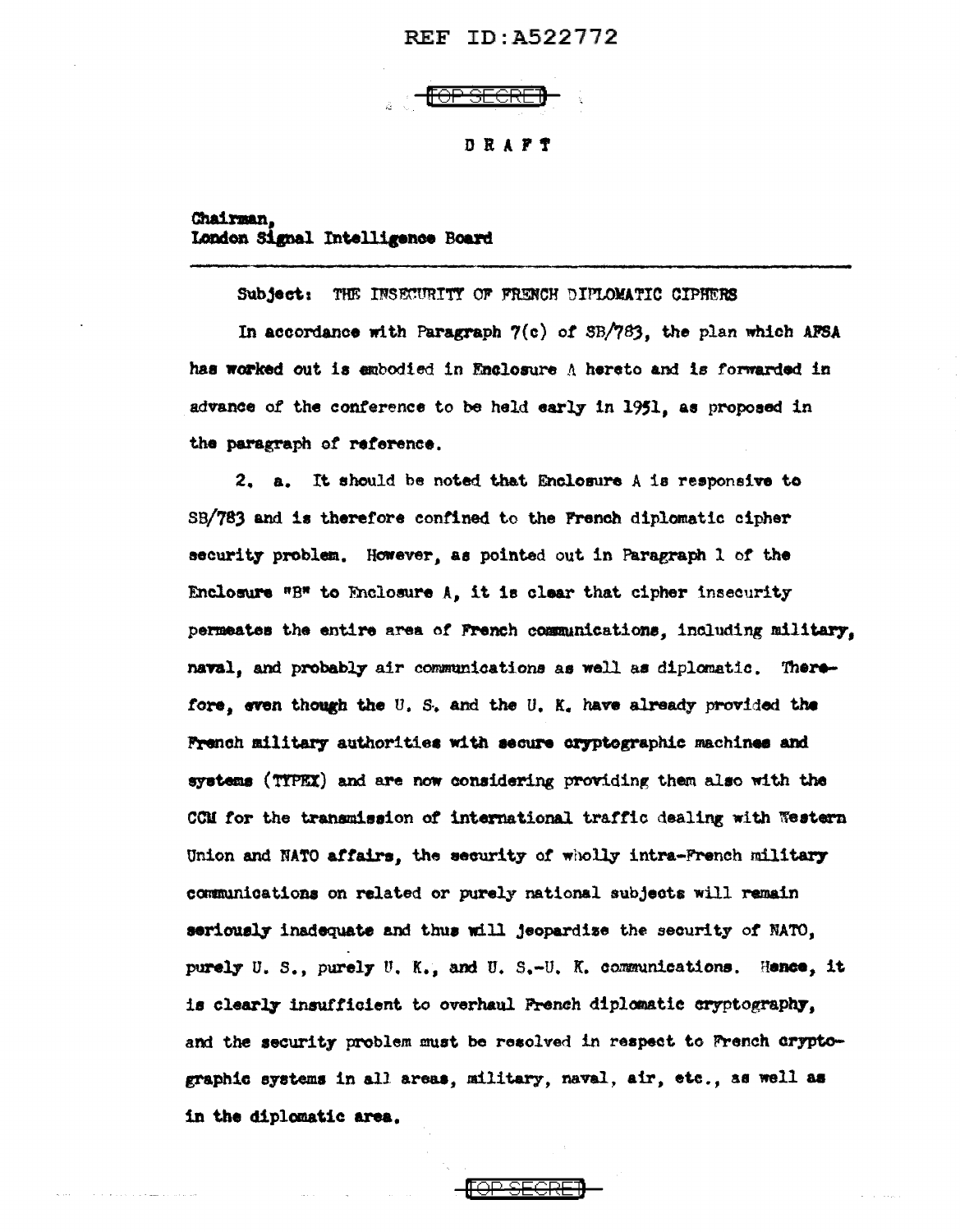REF ID:A522772

TOP SECRET

DRAFT

Chairman,
London Signal Intelligence Board

Subject: THE INSECURITY OF FRENCH DIPLOMATIC CIPHERS

In accordance with Paragraph 7(c) of SB/783, the plan which AFSA has worked out is embodied in Enclosure A hereto and is forwarded in advance of the conference to be held early in 1951, as proposed in the paragraph of reference.

2. a. It should be noted that Enclosure A is responsive to SB/783 and is therefore confined to the French diplomatic cipher security problem. However, as pointed out in Paragraph 1 of the Enclosure "B" to Enclosure A, it is clear that cipher insecurity permeates the entire area of French communications, including military, naval, and probably air communications as well as diplomatic. Therefore, even though the U. S. and the U. K. have already provided the French military authorities with secure cryptographic machines and systems (TYPEX) and are now considering providing them also with the CCM for the transmission of international traffic dealing with Western Union and NATO affairs, the security of wholly intra-French military communications on related or purely national subjects will remain seriously inadequate and thus will jeopardize the security of NATO, purely U. S., purely U. K., and U. S.-U. K. communications. Hence, it is clearly insufficient to overhaul French diplomatic cryptography, and the security problem must be resolved in respect to French cryptographic systems in all areas, military, naval, air, etc., as well as in the diplomatic area.

TOP SECRET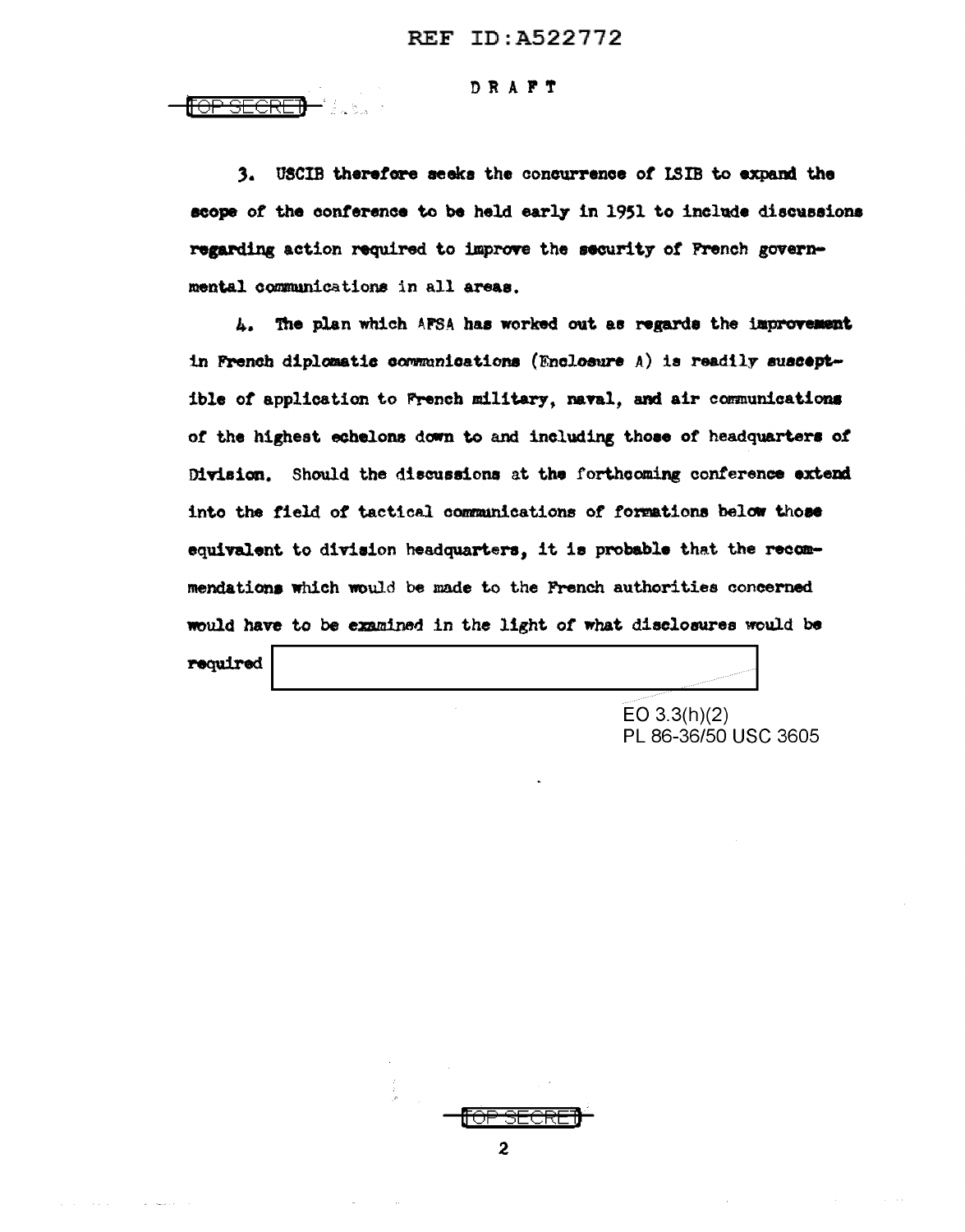REF ID:A522772

DRAFT

TOP SECRET

3. USCIB therefore seeks the concurrence of LSIB to expand the scope of the conference to be held early in 1951 to include discussions regarding action required to improve the security of French governmental communications in all areas.

4. The plan which AFSA has worked out as regards the improvement in French diplomatic communications (Enclosure A) is readily susceptible of application to French military, naval, and air communications of the highest echelons down to and including those of headquarters of Division. Should the discussions at the forthcoming conference extend into the field of tactical communications of formations below those equivalent to division headquarters, it is probable that the recommendations which would be made to the French authorities concerned would have to be examined in the light of what disclosures would be required [redacted]

EO 3.3(h)(2)
PL 86-36/50 USC 3605

TOP SECRET